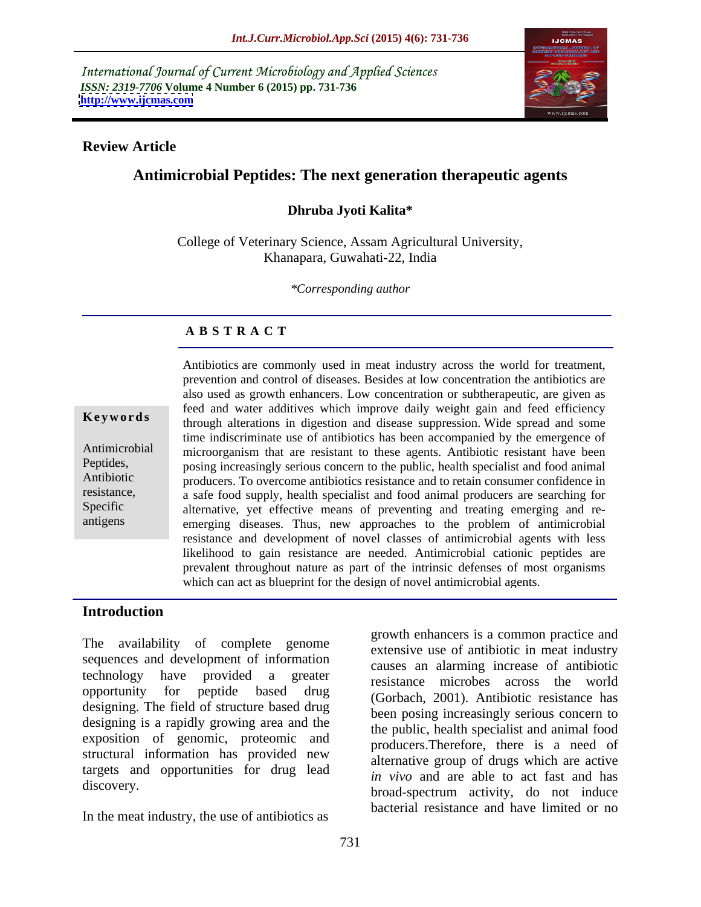International Journal of Current Microbiology and Applied Sciences
*ISSN: 2319-7706* **Volume 4 Number 6 (2015) pp. 731-736**
**http://www.ijcmas.com**

**Review Article**

# Antimicrobial Peptides: The next generation therapeutic agents

**Dhruba Jyoti Kalita***

College of Veterinary Science, Assam Agricultural University, Khanapara, Guwahati-22, India

*\*Corresponding author*

## ABSTRACT

**Keywords**

Antimicrobial Peptides, Antibiotic resistance, Specific antigens

Antibiotics are commonly used in meat industry across the world for treatment, prevention and control of diseases. Besides at low concentration the antibiotics are also used as growth enhancers. Low concentration or subtherapeutic, are given as feed and water additives which improve daily weight gain and feed efficiency through alterations in digestion and disease suppression. Wide spread and some time indiscriminate use of antibiotics has been accompanied by the emergence of microorganism that are resistant to these agents. Antibiotic resistant have been posing increasingly serious concern to the public, health specialist and food animal producers. To overcome antibiotics resistance and to retain consumer confidence in a safe food supply, health specialist and food animal producers are searching for alternative, yet effective means of preventing and treating emerging and re-emerging diseases. Thus, new approaches to the problem of antimicrobial resistance and development of novel classes of antimicrobial agents with less likelihood to gain resistance are needed. Antimicrobial cationic peptides are prevalent throughout nature as part of the intrinsic defenses of most organisms which can act as blueprint for the design of novel antimicrobial agents.

## Introduction

The availability of complete genome sequences and development of information technology have provided a greater opportunity for peptide based drug designing. The field of structure based drug designing is a rapidly growing area and the exposition of genomic, proteomic and structural information has provided new targets and opportunities for drug lead discovery.

In the meat industry, the use of antibiotics as growth enhancers is a common practice and extensive use of antibiotic in meat industry causes an alarming increase of antibiotic resistance microbes across the world (Gorbach, 2001). Antibiotic resistance has been posing increasingly serious concern to the public, health specialist and animal food producers.Therefore, there is a need of alternative group of drugs which are active *in vivo* and are able to act fast and has broad-spectrum activity, do not induce bacterial resistance and have limited or no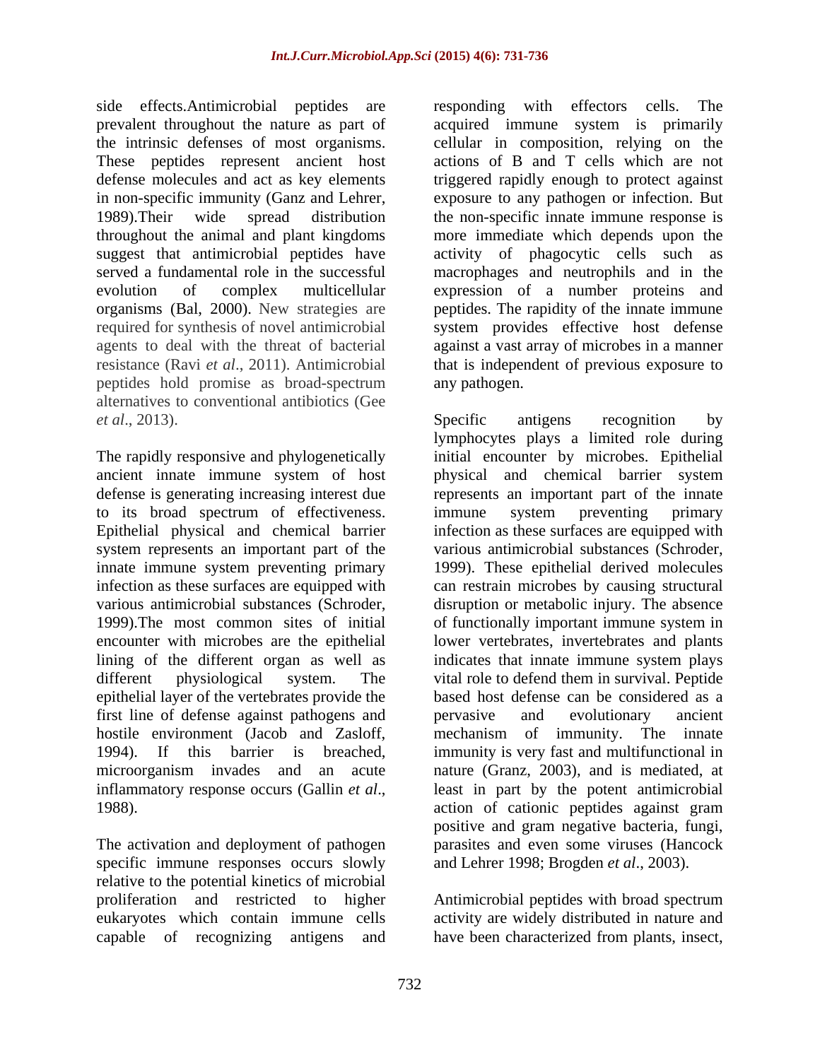side effects.Antimicrobial peptides are prevalent throughout the nature as part of the intrinsic defenses of most organisms. These peptides represent ancient host defense molecules and act as key elements in non-specific immunity (Ganz and Lehrer, 1989).Their wide spread distribution throughout the animal and plant kingdoms suggest that antimicrobial peptides have served a fundamental role in the successful evolution of complex multicellular organisms (Bal, 2000). New strategies are required for synthesis of novel antimicrobial agents to deal with the threat of bacterial resistance (Ravi *et al*., 2011). Antimicrobial peptides hold promise as broad-spectrum alternatives to conventional antibiotics (Gee *et al*., 2013).

The rapidly responsive and phylogenetically ancient innate immune system of host defense is generating increasing interest due to its broad spectrum of effectiveness. Epithelial physical and chemical barrier system represents an important part of the innate immune system preventing primary infection as these surfaces are equipped with various antimicrobial substances (Schroder, 1999).The most common sites of initial encounter with microbes are the epithelial lining of the different organ as well as different physiological system. The epithelial layer of the vertebrates provide the first line of defense against pathogens and hostile environment (Jacob and Zasloff, 1994). If this barrier is breached, microorganism invades and an acute inflammatory response occurs (Gallin *et al*., 1988).

The activation and deployment of pathogen specific immune responses occurs slowly relative to the potential kinetics of microbial proliferation and restricted to higher eukaryotes which contain immune cells capable of recognizing antigens and responding with effectors cells. The acquired immune system is primarily cellular in composition, relying on the actions of B and T cells which are not triggered rapidly enough to protect against exposure to any pathogen or infection. But the non-specific innate immune response is more immediate which depends upon the activity of phagocytic cells such as macrophages and neutrophils and in the expression of a number proteins and peptides. The rapidity of the innate immune system provides effective host defense against a vast array of microbes in a manner that is independent of previous exposure to any pathogen.

Specific antigens recognition by lymphocytes plays a limited role during initial encounter by microbes. Epithelial physical and chemical barrier system represents an important part of the innate immune system preventing primary infection as these surfaces are equipped with various antimicrobial substances (Schroder, 1999). These epithelial derived molecules can restrain microbes by causing structural disruption or metabolic injury. The absence of functionally important immune system in lower vertebrates, invertebrates and plants indicates that innate immune system plays vital role to defend them in survival. Peptide based host defense can be considered as a pervasive and evolutionary ancient mechanism of immunity. The innate immunity is very fast and multifunctional in nature (Granz, 2003), and is mediated, at least in part by the potent antimicrobial action of cationic peptides against gram positive and gram negative bacteria, fungi, parasites and even some viruses (Hancock and Lehrer 1998; Brogden *et al*., 2003).

Antimicrobial peptides with broad spectrum activity are widely distributed in nature and have been characterized from plants, insect,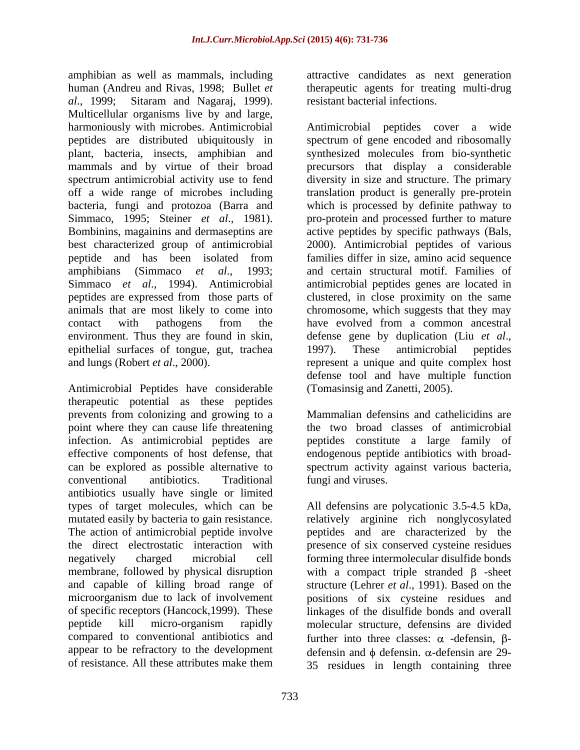amphibian as well as mammals, including human (Andreu and Rivas, 1998; Bullet *et al*., 1999; Sitaram and Nagaraj, 1999). Multicellular organisms live by and large, harmoniously with microbes. Antimicrobial peptides are distributed ubiquitously in plant, bacteria, insects, amphibian and mammals and by virtue of their broad spectrum antimicrobial activity use to fend off a wide range of microbes including bacteria, fungi and protozoa (Barra and Simmaco, 1995; Steiner *et al*., 1981). Bombinins, magainins and dermaseptins are best characterized group of antimicrobial peptide and has been isolated from amphibians (Simmaco *et al*., 1993; Simmaco *et al*., 1994). Antimicrobial peptides are expressed from those parts of animals that are most likely to come into contact with pathogens from the environment. Thus they are found in skin, epithelial surfaces of tongue, gut, trachea and lungs (Robert *et al*., 2000).

Antimicrobial Peptides have considerable therapeutic potential as these peptides prevents from colonizing and growing to a point where they can cause life threatening infection. As antimicrobial peptides are effective components of host defense, that can be explored as possible alternative to conventional antibiotics. Traditional antibiotics usually have single or limited types of target molecules, which can be mutated easily by bacteria to gain resistance. The action of antimicrobial peptide involve the direct electrostatic interaction with negatively charged microbial cell membrane, followed by physical disruption and capable of killing broad range of microorganism due to lack of involvement of specific receptors (Hancock,1999). These peptide kill micro-organism rapidly compared to conventional antibiotics and appear to be refractory to the development of resistance. All these attributes make them attractive candidates as next generation therapeutic agents for treating multi-drug resistant bacterial infections.

Antimicrobial peptides cover a wide spectrum of gene encoded and ribosomally synthesized molecules from bio-synthetic precursors that display a considerable diversity in size and structure. The primary translation product is generally pre-protein which is processed by definite pathway to pro-protein and processed further to mature active peptides by specific pathways (Bals, 2000). Antimicrobial peptides of various families differ in size, amino acid sequence and certain structural motif. Families of antimicrobial peptides genes are located in clustered, in close proximity on the same chromosome, which suggests that they may have evolved from a common ancestral defense gene by duplication (Liu *et al*., 1997). These antimicrobial peptides represent a unique and quite complex host defense tool and have multiple function (Tomasinsig and Zanetti, 2005).

Mammalian defensins and cathelicidins are the two broad classes of antimicrobial peptides constitute a large family of endogenous peptide antibiotics with broad-spectrum activity against various bacteria, fungi and viruses.

All defensins are polycationic 3.5-4.5 kDa, relatively arginine rich nonglycosylated peptides and are characterized by the presence of six conserved cysteine residues forming three intermolecular disulfide bonds with a compact triple stranded $\beta$ -sheet structure (Lehrer *et al*., 1991). Based on the positions of six cysteine residues and linkages of the disulfide bonds and overall molecular structure, defensins are divided further into three classes: $\alpha$ -defensin, $\beta$-defensin and $\phi$ defensin. $\alpha$-defensin are 29-35 residues in length containing three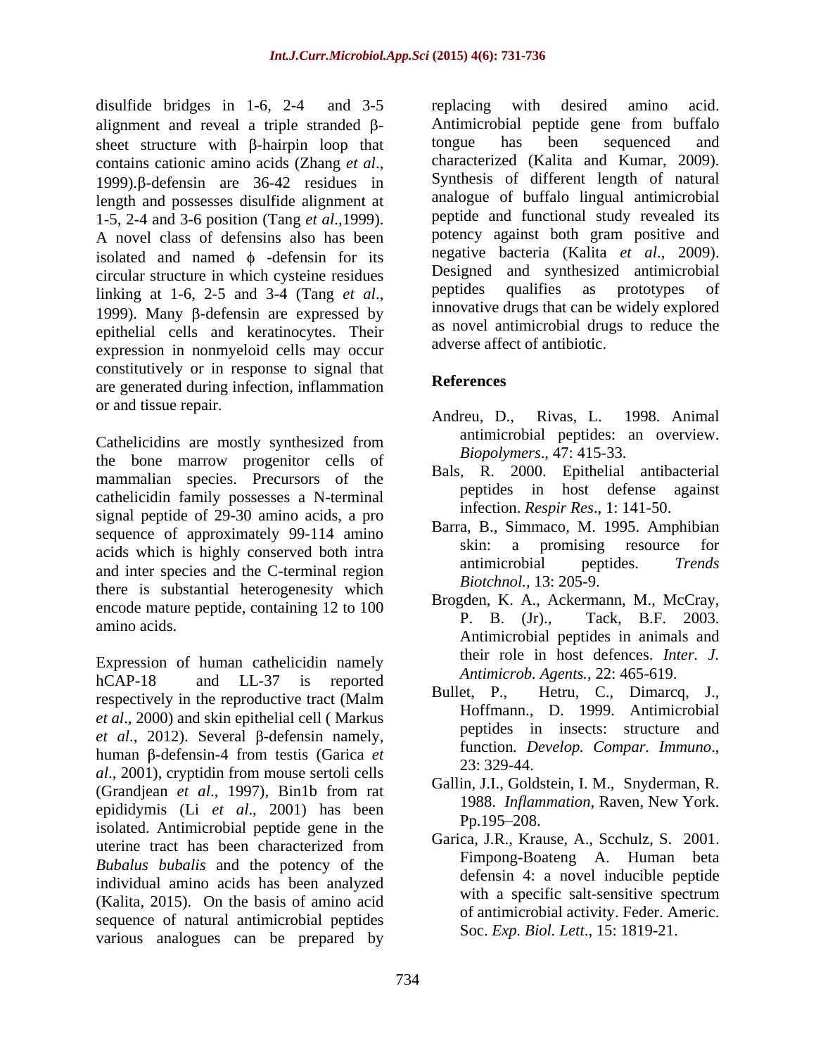disulfide bridges in 1-6, 2-4 and 3-5 alignment and reveal a triple stranded β-sheet structure with β-hairpin loop that contains cationic amino acids (Zhang *et al*., 1999).β-defensin are 36-42 residues in length and possesses disulfide alignment at 1-5, 2-4 and 3-6 position (Tang *et al*.,1999). A novel class of defensins also has been isolated and named ϕ -defensin for its circular structure in which cysteine residues linking at 1-6, 2-5 and 3-4 (Tang *et al*., 1999). Many β-defensin are expressed by epithelial cells and keratinocytes. Their expression in nonmyeloid cells may occur constitutively or in response to signal that are generated during infection, inflammation or and tissue repair.

Cathelicidins are mostly synthesized from the bone marrow progenitor cells of mammalian species. Precursors of the cathelicidin family possesses a N-terminal signal peptide of 29-30 amino acids, a pro sequence of approximately 99-114 amino acids which is highly conserved both intra and inter species and the C-terminal region there is substantial heterogeneity which encode mature peptide, containing 12 to 100 amino acids.

Expression of human cathelicidin namely hCAP-18 and LL-37 is reported respectively in the reproductive tract (Malm *et al*., 2000) and skin epithelial cell ( Markus *et al*., 2012). Several β-defensin namely, human β-defensin-4 from testis (Garica *et al*., 2001), cryptidin from mouse sertoli cells (Grandjean *et al*., 1997), Bin1b from rat epididymis (Li *et al*., 2001) has been isolated. Antimicrobial peptide gene in the uterine tract has been characterized from *Bubalus bubalis* and the potency of the individual amino acids has been analyzed (Kalita, 2015). On the basis of amino acid sequence of natural antimicrobial peptides various analogues can be prepared by replacing with desired amino acid. Antimicrobial peptide gene from buffalo tongue has been sequenced and characterized (Kalita and Kumar, 2009). Synthesis of different length of natural analogue of buffalo lingual antimicrobial peptide and functional study revealed its potency against both gram positive and negative bacteria (Kalita *et al*., 2009). Designed and synthesized antimicrobial peptides qualifies as prototypes of innovative drugs that can be widely explored as novel antimicrobial drugs to reduce the adverse affect of antibiotic.

## References

Andreu, D., Rivas, L. 1998. Animal antimicrobial peptides: an overview. *Biopolymers*., 47: 415-33.

Bals, R. 2000. Epithelial antibacterial peptides in host defense against infection. *Respir Res*., 1: 141-50.

Barra, B., Simmaco, M. 1995. Amphibian skin: a promising resource for antimicrobial peptides. *Trends Biotchnol.,* 13: 205-9.

Brogden, K. A., Ackermann, M., McCray, P. B. (Jr)., Tack, B.F. 2003. Antimicrobial peptides in animals and their role in host defences. *Inter. J. Antimicrob. Agents.,* 22: 465-619.

Bullet, P., Hetru, C., Dimarcq, J., Hoffmann., D. 1999. Antimicrobial peptides in insects: structure and function*. Develop. Compar. Immuno*., 23: 329-44.

Gallin, J.I., Goldstein, I. M., Snyderman, R. 1988. *Inflammation*, Raven, New York. Pp.195–208.

Garica, J.R., Krause, A., Scchulz, S. 2001. Fimpong-Boateng A. Human beta defensin 4: a novel inducible peptide with a specific salt-sensitive spectrum of antimicrobial activity. Feder. Americ. Soc. *Exp. Biol. Lett*., 15: 1819-21.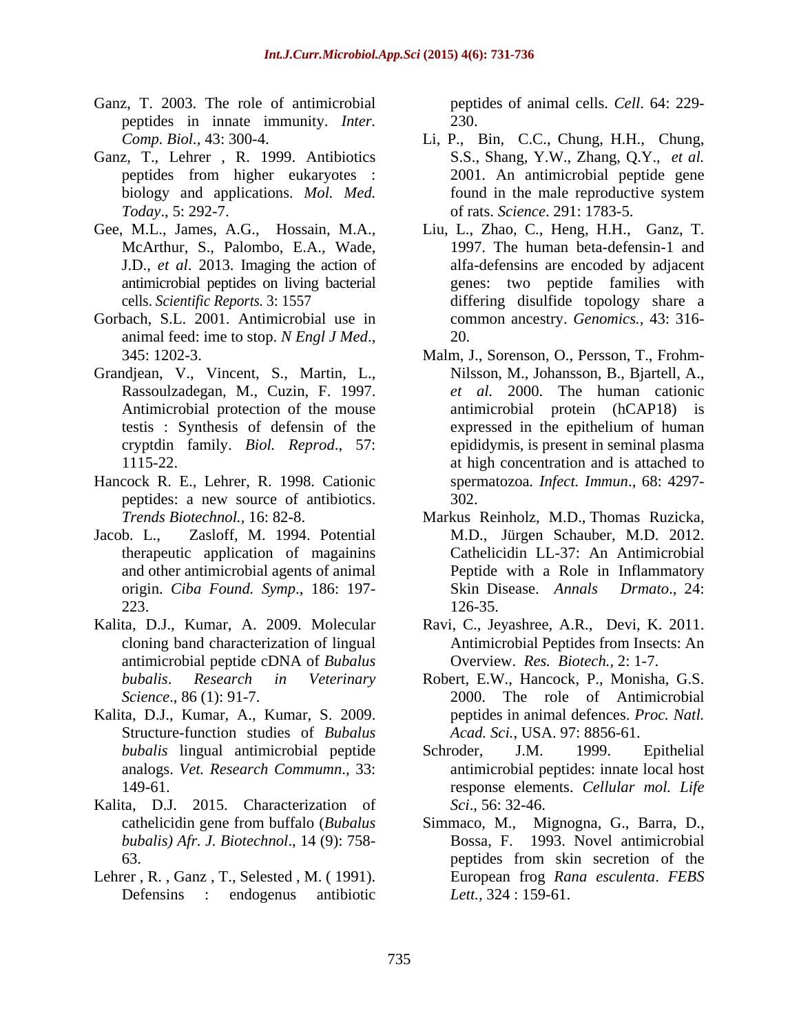Ganz, T. 2003. The role of antimicrobial peptides in innate immunity. *Inter. Comp. Biol.*, 43: 300-4.

Ganz, T., Lehrer , R. 1999. Antibiotics peptides from higher eukaryotes : biology and applications. *Mol. Med. Today*., 5: 292-7.

Gee, M.L., James, A.G., Hossain, M.A., McArthur, S., Palombo, E.A., Wade, J.D., *et al*. 2013. Imaging the action of antimicrobial peptides on living bacterial cells. *Scientific Reports.* 3: 1557

Gorbach, S.L. 2001. Antimicrobial use in animal feed: ime to stop. *N Engl J Med*., 345: 1202-3.

Grandjean, V., Vincent, S., Martin, L., Rassoulzadegan, M., Cuzin, F. 1997. Antimicrobial protection of the mouse testis : Synthesis of defensin of the cryptdin family. *Biol. Reprod*., 57: 1115-22.

Hancock R. E., Lehrer, R. 1998. Cationic peptides: a new source of antibiotics. *Trends Biotechnol.*, 16: 82-8.

Jacob. L., Zasloff, M. 1994. Potential therapeutic application of magainins and other antimicrobial agents of animal origin. *Ciba Found. Symp*., 186: 197-223.

Kalita, D.J., Kumar, A. 2009. Molecular cloning band characterization of lingual antimicrobial peptide cDNA of *Bubalus bubalis*. *Research in Veterinary Science*., 86 (1): 91-7.

Kalita, D.J., Kumar, A., Kumar, S. 2009. Structure-function studies of *Bubalus bubalis* lingual antimicrobial peptide analogs. *Vet. Research Communn*., 33: 149-61.

Kalita, D.J. 2015. Characterization of cathelicidin gene from buffalo (*Bubalus bubalis) Afr. J. Biotechnol*., 14 (9): 758-63.

Lehrer , R. , Ganz , T., Selested , M. ( 1991). Defensins : endogenus antibiotic peptides of animal cells. *Cell*. 64: 229-230.

Li, P., Bin, C.C., Chung, H.H., Chung, S.S., Shang, Y.W., Zhang, Q.Y., *et al.* 2001. An antimicrobial peptide gene found in the male reproductive system of rats. *Science*. 291: 1783-5.

Liu, L., Zhao, C., Heng, H.H., Ganz, T. 1997. The human beta-defensin-1 and alfa-defensins are encoded by adjacent genes: two peptide families with differing disulfide topology share a common ancestry. *Genomics.*, 43: 316-20.

Malm, J., Sorenson, O., Persson, T., Frohm-Nilsson, M., Johansson, B., Bjartell, A., *et al.* 2000. The human cationic antimicrobial protein (hCAP18) is expressed in the epithelium of human epididymis, is present in seminal plasma at high concentration and is attached to spermatozoa*. Infect. Immun*., 68: 4297-302.

Markus Reinholz, M.D., Thomas Ruzicka, M.D., Jürgen Schauber, M.D. 2012. Cathelicidin LL-37: An Antimicrobial Peptide with a Role in Inflammatory Skin Disease. *Annals Drmato*., 24: 126-35.

Ravi, C., Jeyashree, A.R., Devi, K. 2011. Antimicrobial Peptides from Insects: An Overview. *Res. Biotech.*, 2: 1-7.

Robert, E.W., Hancock, P., Monisha, G.S. 2000. The role of Antimicrobial peptides in animal defences. *Proc. Natl. Acad. Sci.*, USA. 97: 8856-61.

Schroder, J.M. 1999. Epithelial antimicrobial peptides: innate local host response elements. *Cellular mol. Life Sci*., 56: 32-46.

Simmaco, M., Mignogna, G., Barra, D., Bossa, F. 1993. Novel antimicrobial peptides from skin secretion of the European frog *Rana esculenta*. *FEBS Lett.*, 324 : 159-61.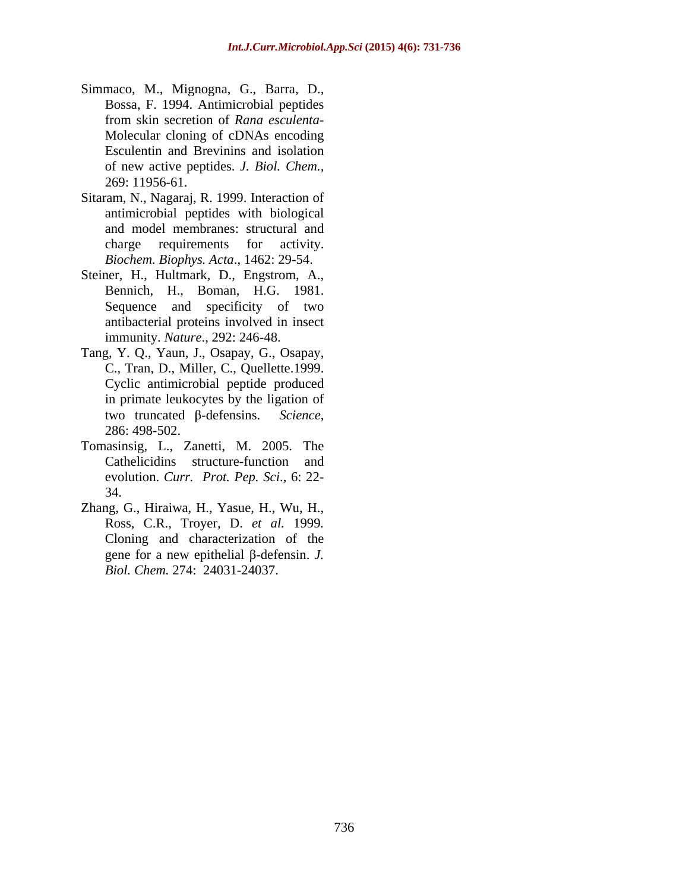Simmaco, M., Mignogna, G., Barra, D., Bossa, F. 1994. Antimicrobial peptides from skin secretion of *Rana esculenta*- Molecular cloning of cDNAs encoding Esculentin and Brevinins and isolation of new active peptides. *J. Biol. Chem.*, 269: 11956-61.

Sitaram, N., Nagaraj, R. 1999. Interaction of antimicrobial peptides with biological and model membranes: structural and charge requirements for activity. *Biochem. Biophys. Acta*., 1462: 29-54.

Steiner, H., Hultmark, D., Engstrom, A., Bennich, H., Boman, H.G. 1981. Sequence and specificity of two antibacterial proteins involved in insect immunity. *Nature*., 292: 246-48.

Tang, Y. Q., Yaun, J., Osapay, G., Osapay, C., Tran, D., Miller, C., Quellette.1999. Cyclic antimicrobial peptide produced in primate leukocytes by the ligation of two truncated β-defensins. *Science*, 286: 498-502.

Tomasinsig, L., Zanetti, M. 2005. The Cathelicidins structure-function and evolution. *Curr. Prot. Pep. Sci*., 6: 22-34.

Zhang, G., Hiraiwa, H., Yasue, H., Wu, H., Ross, C.R., Troyer, D. *et al.* 1999. Cloning and characterization of the gene for a new epithelial β-defensin. *J. Biol. Chem.* 274: 24031-24037.